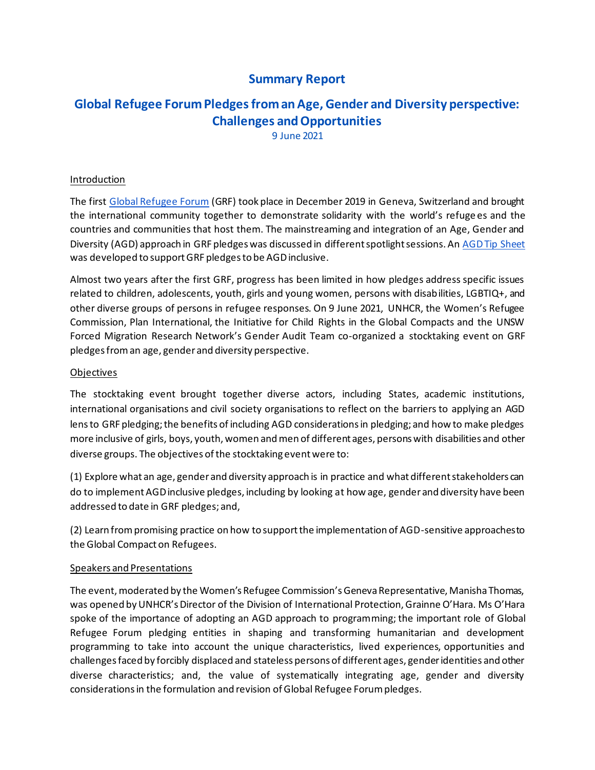# Summary Report

## Global Refugee Forum Pledges from an Age, Gender and Diversity perspective: Challenges and Opportunities

9 June 2021

### Introduction

The first Global Refugee Forum (GRF) took place in December 2019 in Geneva, Switzerland and brought the international community together to demonstrate solidarity with the world's refugees and the countries and communities that host them. The mainstreaming and integration of an Age, Gender and Diversity (AGD) approach in GRF pledges was discussed in different spotlight sessions. An AGD Tip Sheet was developed to support GRF pledges to be AGD inclusive.

Almost two years after the first GRF, progress has been limited in how pledges address specific issues related to children, adolescents, youth, girls and young women, persons with disabilities, LGBTIQ+, and other diverse groups of persons in refugee responses. On 9 June 2021, UNHCR, the Women's Refugee Commission, Plan International, the Initiative for Child Rights in the Global Compacts and the UNSW Forced Migration Research Network's Gender Audit Team co-organized a stocktaking event on GRF pledges from an age, gender and diversity perspective.

### Objectives

The stocktaking event brought together diverse actors, including States, academic institutions, international organisations and civil society organisations to reflect on the barriers to applying an AGD lens to GRF pledging; the benefits of including AGD considerations in pledging; and how to make pledges more inclusive of girls, boys, youth, women and men of different ages, persons with disabilities and other diverse groups. The objectives of the stocktaking event were to:

(1) Explore what an age, gender and diversity approach is in practice and what different stakeholders can do to implement AGD inclusive pledges, including by looking at how age, gender and diversity have been addressed to date in GRF pledges; and,

(2) Learn from promising practice on how to support the implementation of AGD-sensitive approaches to the Global Compact on Refugees.

### Speakers and Presentations

The event, moderated by the Women's Refugee Commission's Geneva Representative, Manisha Thomas, was opened by UNHCR's Director of the Division of International Protection, Grainne O'Hara. Ms O'Hara spoke of the importance of adopting an AGD approach to programming; the important role of Global Refugee Forum pledging entities in shaping and transforming humanitarian and development programming to take into account the unique characteristics, lived experiences, opportunities and challenges faced by forcibly displaced and stateless persons of different ages, gender identities and other diverse characteristics; and, the value of systematically integrating age, gender and diversity considerations in the formulation and revision of Global Refugee Forum pledges.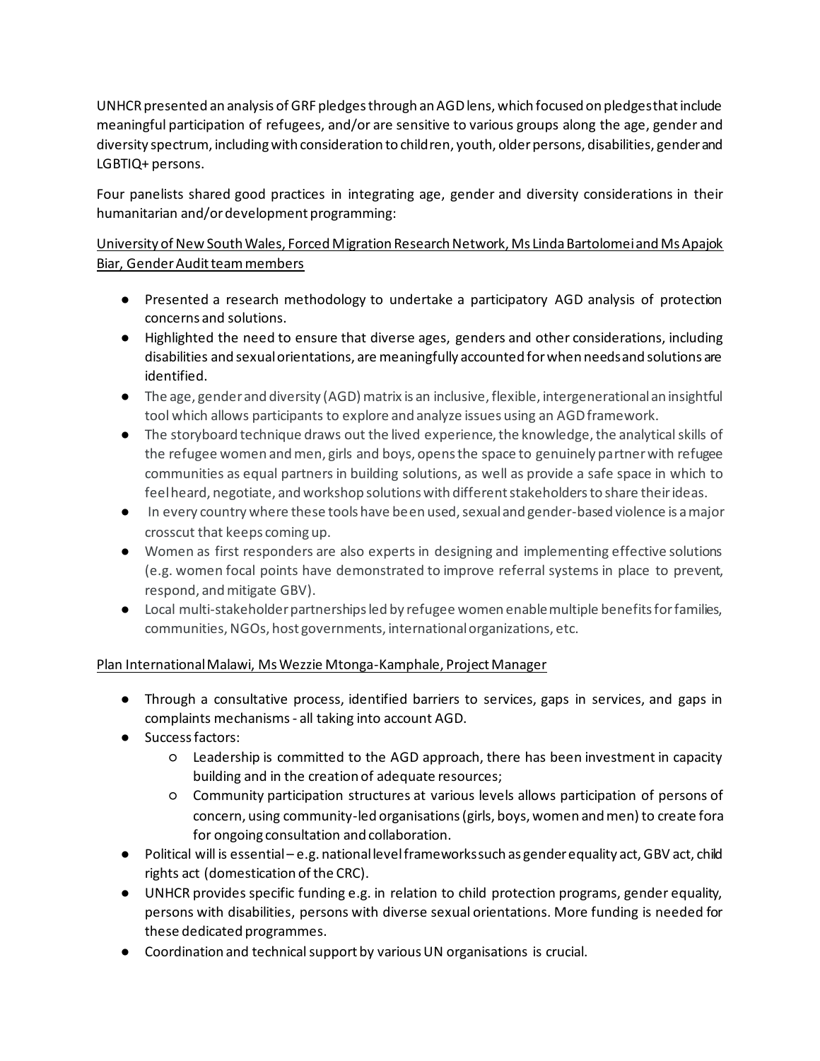UNHCR presented an analysis of GRF pledges through an AGD lens, which focused on pledges that include meaningful participation of refugees, and/or are sensitive to various groups along the age, gender and diversity spectrum, including with consideration to children, youth, older persons, disabilities, gender and LGBTIQ+ persons.

Four panelists shared good practices in integrating age, gender and diversity considerations in their humanitarian and/or development programming:

<u>University of New South Wales, Forced Migration Research Network, Ms Linda Bartolomei and Ms Apajok Biar, Gender Audit team members</u>

- Presented a research methodology to undertake a participatory AGD analysis of protection concerns and solutions.
- Highlighted the need to ensure that diverse ages, genders and other considerations, including disabilities and sexual orientations, are meaningfully accounted for when needs and solutions are identified.
- The age, gender and diversity (AGD) matrix is an inclusive, flexible, intergenerational an insightful tool which allows participants to explore and analyze issues using an AGD framework.
- The storyboard technique draws out the lived experience, the knowledge, the analytical skills of the refugee women and men, girls and boys, opens the space to genuinely partner with refugee communities as equal partners in building solutions, as well as provide a safe space in which to feel heard, negotiate, and workshop solutions with different stakeholders to share their ideas.
- In every country where these tools have been used, sexual and gender-based violence is a major crosscut that keeps coming up.
- Women as first responders are also experts in designing and implementing effective solutions (e.g. women focal points have demonstrated to improve referral systems in place to prevent, respond, and mitigate GBV).
- Local multi-stakeholder partnerships led by refugee women enable multiple benefits for families, communities, NGOs, host governments, international organizations, etc.

<u>Plan International Malawi, Ms Wezzie Mtonga-Kamphale, Project Manager</u>

- Through a consultative process, identified barriers to services, gaps in services, and gaps in complaints mechanisms - all taking into account AGD.
- Success factors:
  - Leadership is committed to the AGD approach, there has been investment in capacity building and in the creation of adequate resources;
  - Community participation structures at various levels allows participation of persons of concern, using community-led organisations (girls, boys, women and men) to create fora for ongoing consultation and collaboration.
- Political will is essential – e.g. national level frameworks such as gender equality act, GBV act, child rights act (domestication of the CRC).
- UNHCR provides specific funding e.g. in relation to child protection programs, gender equality, persons with disabilities, persons with diverse sexual orientations. More funding is needed for these dedicated programmes.
- Coordination and technical support by various UN organisations is crucial.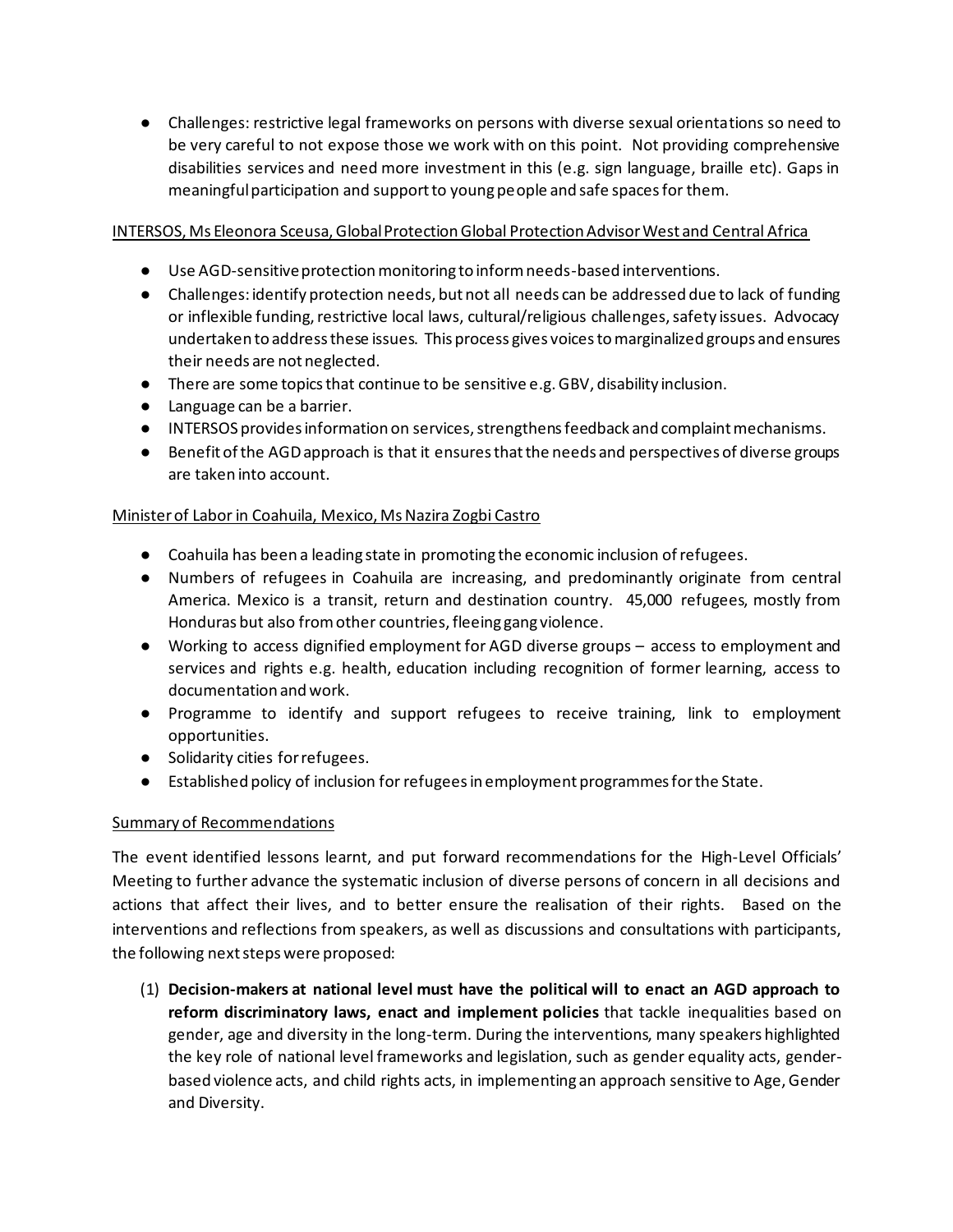- Challenges: restrictive legal frameworks on persons with diverse sexual orientations so need to be very careful to not expose those we work with on this point. Not providing comprehensive disabilities services and need more investment in this (e.g. sign language, braille etc). Gaps in meaningful participation and support to young people and safe spaces for them.

<u>INTERSOS, Ms Eleonora Sceusa, Global Protection Global Protection Advisor West and Central Africa</u>

- Use AGD-sensitive protection monitoring to inform needs-based interventions.
- Challenges: identify protection needs, but not all needs can be addressed due to lack of funding or inflexible funding, restrictive local laws, cultural/religious challenges, safety issues. Advocacy undertaken to address these issues. This process gives voices to marginalized groups and ensures their needs are not neglected.
- There are some topics that continue to be sensitive e.g. GBV, disability inclusion.
- Language can be a barrier.
- INTERSOS provides information on services, strengthens feedback and complaint mechanisms.
- Benefit of the AGD approach is that it ensures that the needs and perspectives of diverse groups are taken into account.

<u>Minister of Labor in Coahuila, Mexico, Ms Nazira Zogbi Castro</u>

- Coahuila has been a leading state in promoting the economic inclusion of refugees.
- Numbers of refugees in Coahuila are increasing, and predominantly originate from central America. Mexico is a transit, return and destination country. 45,000 refugees, mostly from Honduras but also from other countries, fleeing gang violence.
- Working to access dignified employment for AGD diverse groups – access to employment and services and rights e.g. health, education including recognition of former learning, access to documentation and work.
- Programme to identify and support refugees to receive training, link to employment opportunities.
- Solidarity cities for refugees.
- Established policy of inclusion for refugees in employment programmes for the State.

<u>Summary of Recommendations</u>

The event identified lessons learnt, and put forward recommendations for the High-Level Officials' Meeting to further advance the systematic inclusion of diverse persons of concern in all decisions and actions that affect their lives, and to better ensure the realisation of their rights. Based on the interventions and reflections from speakers, as well as discussions and consultations with participants, the following next steps were proposed:

(1) **Decision-makers at national level must have the political will to enact an AGD approach to reform discriminatory laws, enact and implement policies** that tackle inequalities based on gender, age and diversity in the long-term. During the interventions, many speakers highlighted the key role of national level frameworks and legislation, such as gender equality acts, gender-based violence acts, and child rights acts, in implementing an approach sensitive to Age, Gender and Diversity.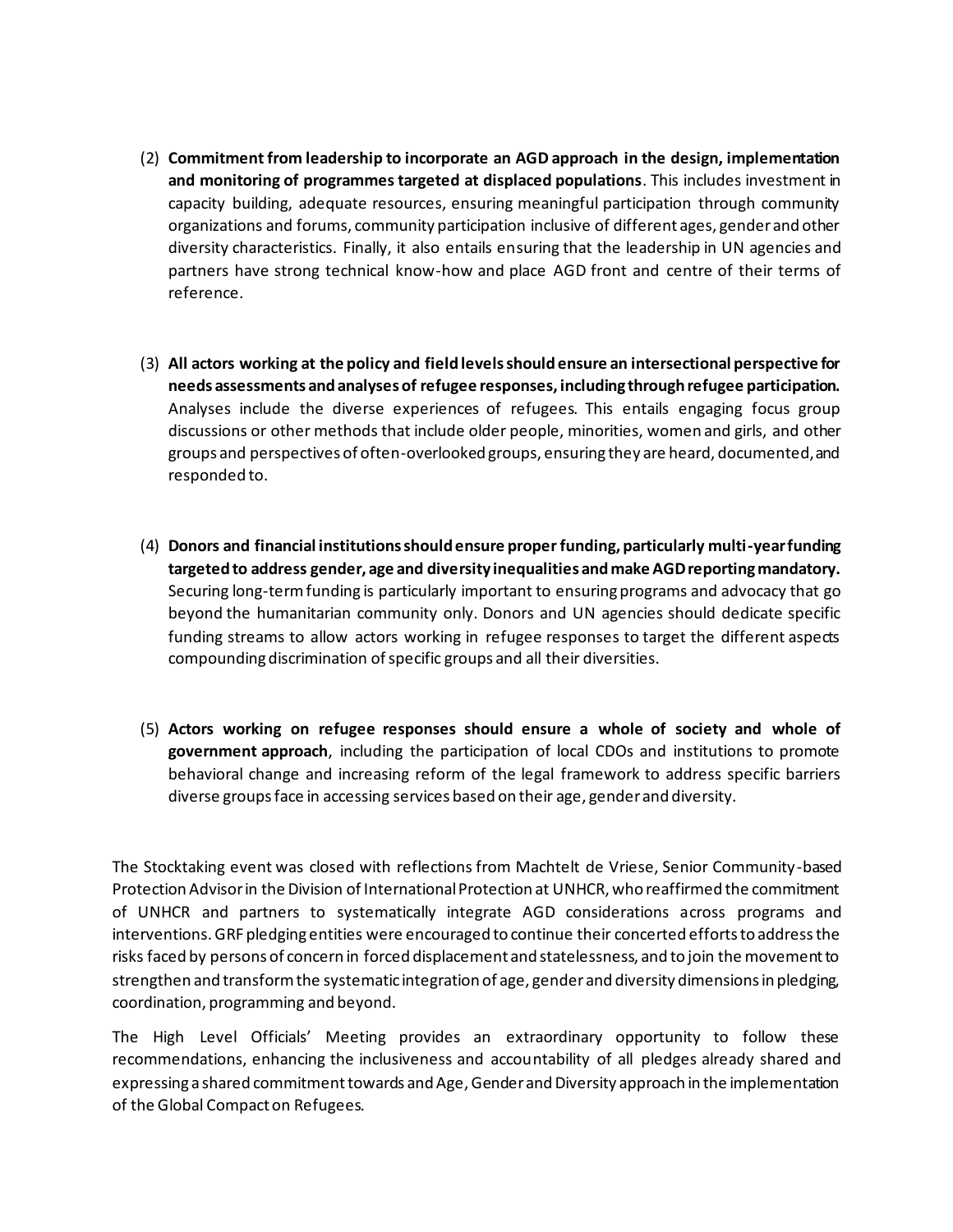(2) **Commitment from leadership to incorporate an AGD approach in the design, implementation and monitoring of programmes targeted at displaced populations**. This includes investment in capacity building, adequate resources, ensuring meaningful participation through community organizations and forums, community participation inclusive of different ages, gender and other diversity characteristics. Finally, it also entails ensuring that the leadership in UN agencies and partners have strong technical know-how and place AGD front and centre of their terms of reference.

(3) **All actors working at the policy and field levels should ensure an intersectional perspective for needs assessments and analyses of refugee responses, including through refugee participation.** Analyses include the diverse experiences of refugees. This entails engaging focus group discussions or other methods that include older people, minorities, women and girls, and other groups and perspectives of often-overlooked groups, ensuring they are heard, documented, and responded to.

(4) **Donors and financial institutions should ensure proper funding, particularly multi-year funding targeted to address gender, age and diversity inequalities and make AGD reporting mandatory.** Securing long-term funding is particularly important to ensuring programs and advocacy that go beyond the humanitarian community only. Donors and UN agencies should dedicate specific funding streams to allow actors working in refugee responses to target the different aspects compounding discrimination of specific groups and all their diversities.

(5) **Actors working on refugee responses should ensure a whole of society and whole of government approach**, including the participation of local CDOs and institutions to promote behavioral change and increasing reform of the legal framework to address specific barriers diverse groups face in accessing services based on their age, gender and diversity.

The Stocktaking event was closed with reflections from Machtelt de Vriese, Senior Community-based Protection Advisor in the Division of International Protection at UNHCR, who reaffirmed the commitment of UNHCR and partners to systematically integrate AGD considerations across programs and interventions. GRF pledging entities were encouraged to continue their concerted efforts to address the risks faced by persons of concern in forced displacement and statelessness, and to join the movement to strengthen and transform the systematic integration of age, gender and diversity dimensions in pledging, coordination, programming and beyond.

The High Level Officials' Meeting provides an extraordinary opportunity to follow these recommendations, enhancing the inclusiveness and accountability of all pledges already shared and expressing a shared commitment towards and Age, Gender and Diversity approach in the implementation of the Global Compact on Refugees.